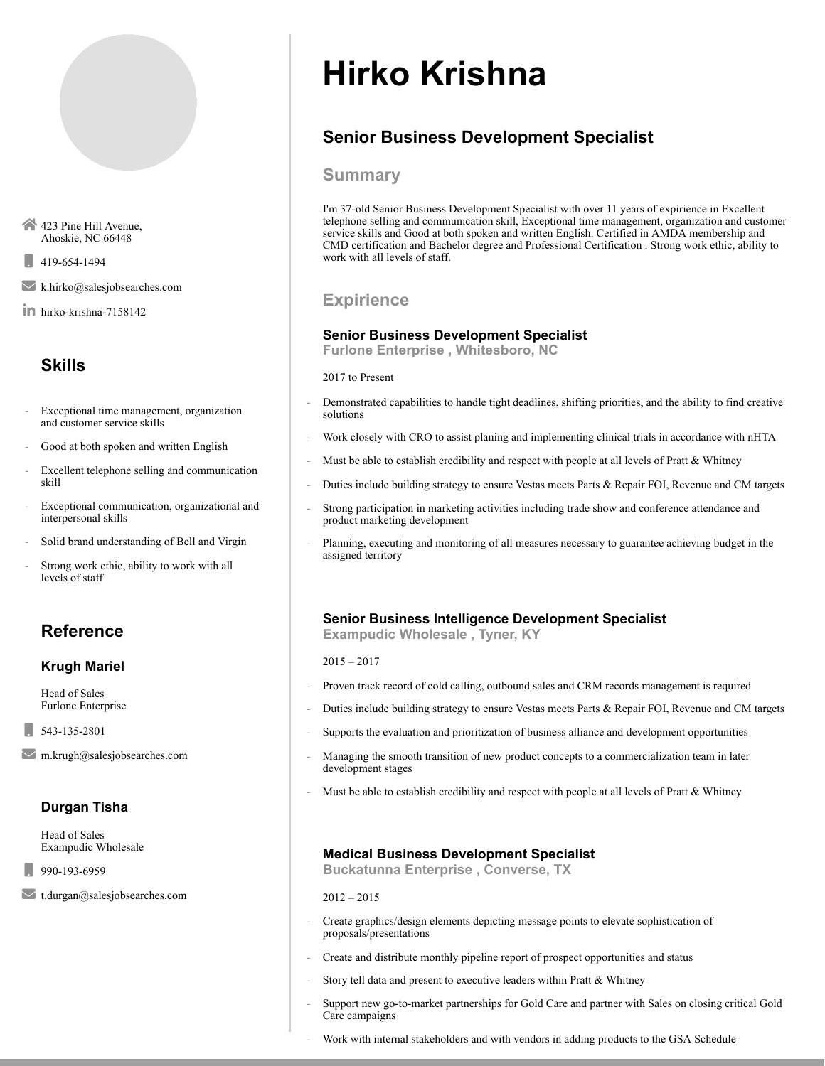# Hirko Krishna

## Senior Business Development Specialist

423 Pine Hill Avenue,
Ahoskie, NC 66448

419-654-1494

k.hirko@salesjobsearches.com

hirko-krishna-7158142

## Skills

- Exceptional time management, organization and customer service skills
- Good at both spoken and written English
- Excellent telephone selling and communication skill
- Exceptional communication, organizational and interpersonal skills
- Solid brand understanding of Bell and Virgin
- Strong work ethic, ability to work with all levels of staff

## Reference

### Krugh Mariel

Head of Sales
Furlone Enterprise

543-135-2801

m.krugh@salesjobsearches.com

### Durgan Tisha

Head of Sales
Exampudic Wholesale

990-193-6959

t.durgan@salesjobsearches.com

## Summary

I'm 37-old Senior Business Development Specialist with over 11 years of expirience in Excellent telephone selling and communication skill, Exceptional time management, organization and customer service skills and Good at both spoken and written English. Certified in AMDA membership and CMD certification and Bachelor degree and Professional Certification . Strong work ethic, ability to work with all levels of staff.

## Expirience

### Senior Business Development Specialist

**Furlone Enterprise , Whitesboro, NC**

2017 to Present

- Demonstrated capabilities to handle tight deadlines, shifting priorities, and the ability to find creative solutions
- Work closely with CRO to assist planing and implementing clinical trials in accordance with nHTA
- Must be able to establish credibility and respect with people at all levels of Pratt & Whitney
- Duties include building strategy to ensure Vestas meets Parts & Repair FOI, Revenue and CM targets
- Strong participation in marketing activities including trade show and conference attendance and product marketing development
- Planning, executing and monitoring of all measures necessary to guarantee achieving budget in the assigned territory

### Senior Business Intelligence Development Specialist

**Exampudic Wholesale , Tyner, KY**

2015 – 2017

- Proven track record of cold calling, outbound sales and CRM records management is required
- Duties include building strategy to ensure Vestas meets Parts & Repair FOI, Revenue and CM targets
- Supports the evaluation and prioritization of business alliance and development opportunities
- Managing the smooth transition of new product concepts to a commercialization team in later development stages
- Must be able to establish credibility and respect with people at all levels of Pratt & Whitney

### Medical Business Development Specialist

**Buckatunna Enterprise , Converse, TX**

2012 – 2015

- Create graphics/design elements depicting message points to elevate sophistication of proposals/presentations
- Create and distribute monthly pipeline report of prospect opportunities and status
- Story tell data and present to executive leaders within Pratt & Whitney
- Support new go-to-market partnerships for Gold Care and partner with Sales on closing critical Gold Care campaigns
- Work with internal stakeholders and with vendors in adding products to the GSA Schedule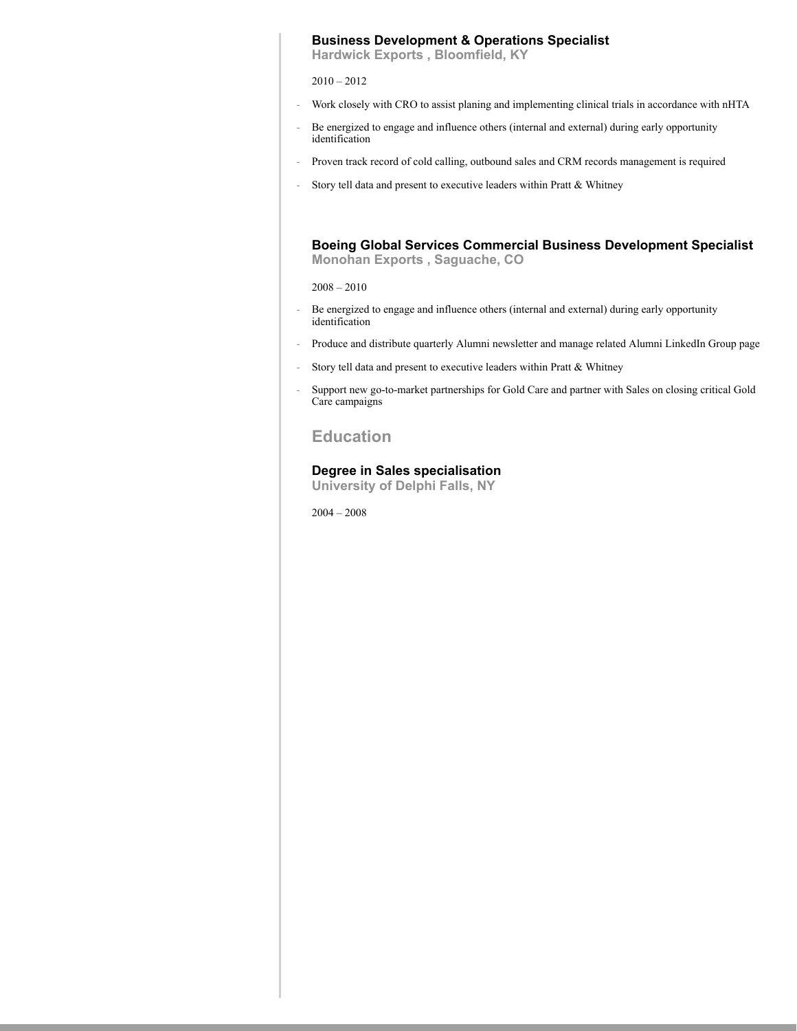### Business Development & Operations Specialist

**Hardwick Exports , Bloomfield, KY**

2010 – 2012

- Work closely with CRO to assist planing and implementing clinical trials in accordance with nHTA
- Be energized to engage and influence others (internal and external) during early opportunity identification
- Proven track record of cold calling, outbound sales and CRM records management is required
- Story tell data and present to executive leaders within Pratt & Whitney

### Boeing Global Services Commercial Business Development Specialist

**Monohan Exports , Saguache, CO**

2008 – 2010

- Be energized to engage and influence others (internal and external) during early opportunity identification
- Produce and distribute quarterly Alumni newsletter and manage related Alumni LinkedIn Group page
- Story tell data and present to executive leaders within Pratt & Whitney
- Support new go-to-market partnerships for Gold Care and partner with Sales on closing critical Gold Care campaigns

## Education

### Degree in Sales specialisation

**University of Delphi Falls, NY**

2004 – 2008